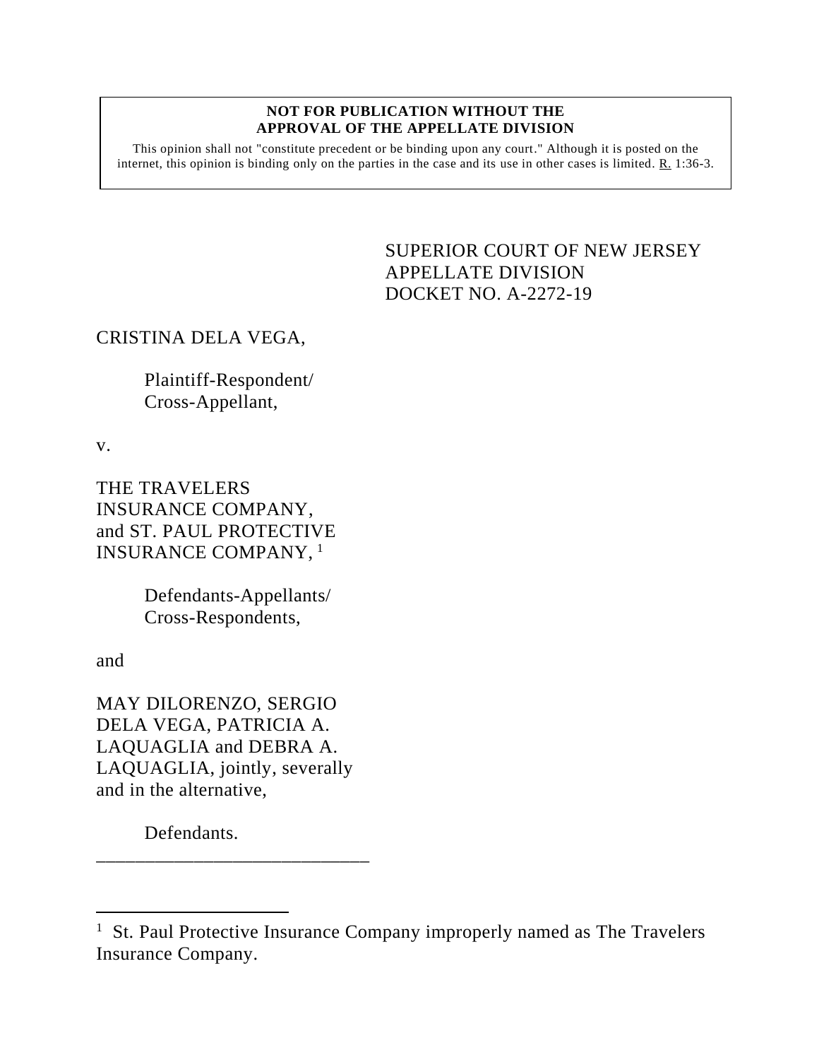**NOT FOR PUBLICATION WITHOUT THE APPROVAL OF THE APPELLATE DIVISION**

This opinion shall not "constitute precedent or be binding upon any court." Although it is posted on the internet, this opinion is binding only on the parties in the case and its use in other cases is limited. R. 1:36-3.

SUPERIOR COURT OF NEW JERSEY
APPELLATE DIVISION
DOCKET NO. A-2272-19

CRISTINA DELA VEGA,

Plaintiff-Respondent/
Cross-Appellant,

v.

THE TRAVELERS INSURANCE COMPANY, and ST. PAUL PROTECTIVE INSURANCE COMPANY, [1]

Defendants-Appellants/
Cross-Respondents,

and

MAY DILORENZO, SERGIO DELA VEGA, PATRICIA A. LAQUAGLIA and DEBRA A. LAQUAGLIA, jointly, severally and in the alternative,

Defendants.

---

[1] St. Paul Protective Insurance Company improperly named as The Travelers Insurance Company.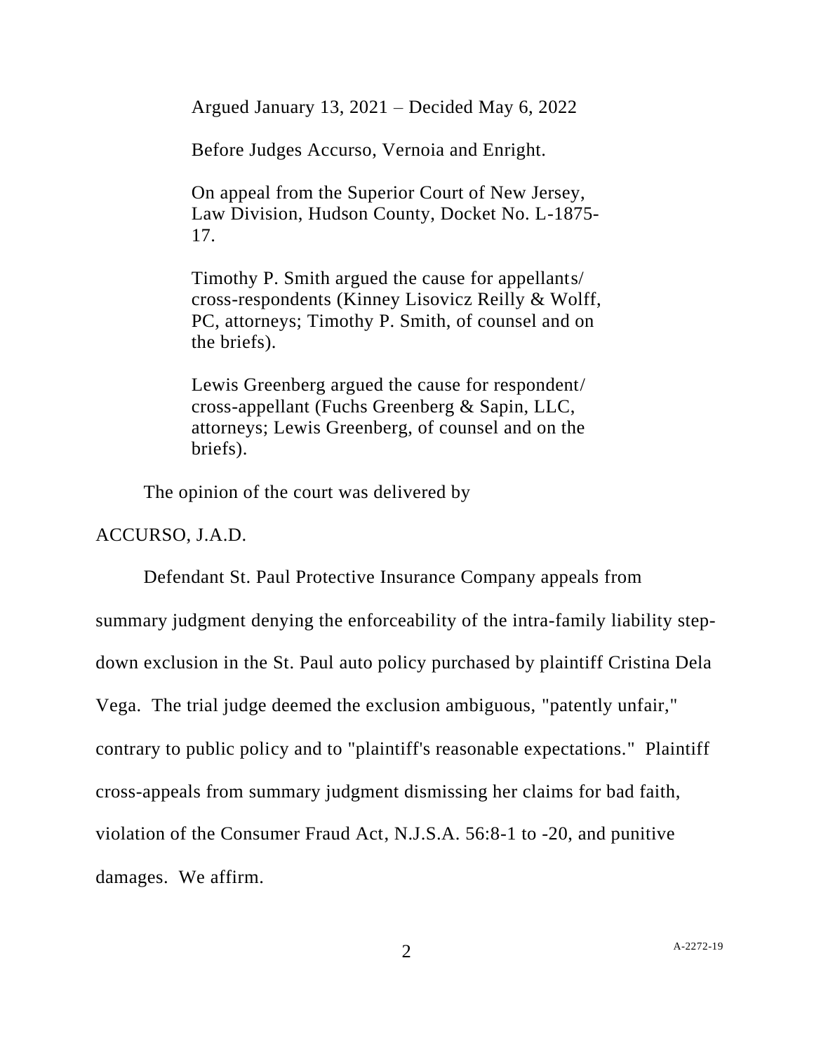Argued January 13, 2021 – Decided May 6, 2022

Before Judges Accurso, Vernoia and Enright.

On appeal from the Superior Court of New Jersey, Law Division, Hudson County, Docket No. L-1875-17.

Timothy P. Smith argued the cause for appellants/cross-respondents (Kinney Lisovicz Reilly & Wolff, PC, attorneys; Timothy P. Smith, of counsel and on the briefs).

Lewis Greenberg argued the cause for respondent/cross-appellant (Fuchs Greenberg & Sapin, LLC, attorneys; Lewis Greenberg, of counsel and on the briefs).

The opinion of the court was delivered by

ACCURSO, J.A.D.

Defendant St. Paul Protective Insurance Company appeals from summary judgment denying the enforceability of the intra-family liability step-down exclusion in the St. Paul auto policy purchased by plaintiff Cristina Dela Vega. The trial judge deemed the exclusion ambiguous, "patently unfair," contrary to public policy and to "plaintiff's reasonable expectations." Plaintiff cross-appeals from summary judgment dismissing her claims for bad faith, violation of the Consumer Fraud Act, N.J.S.A. 56:8-1 to -20, and punitive damages. We affirm.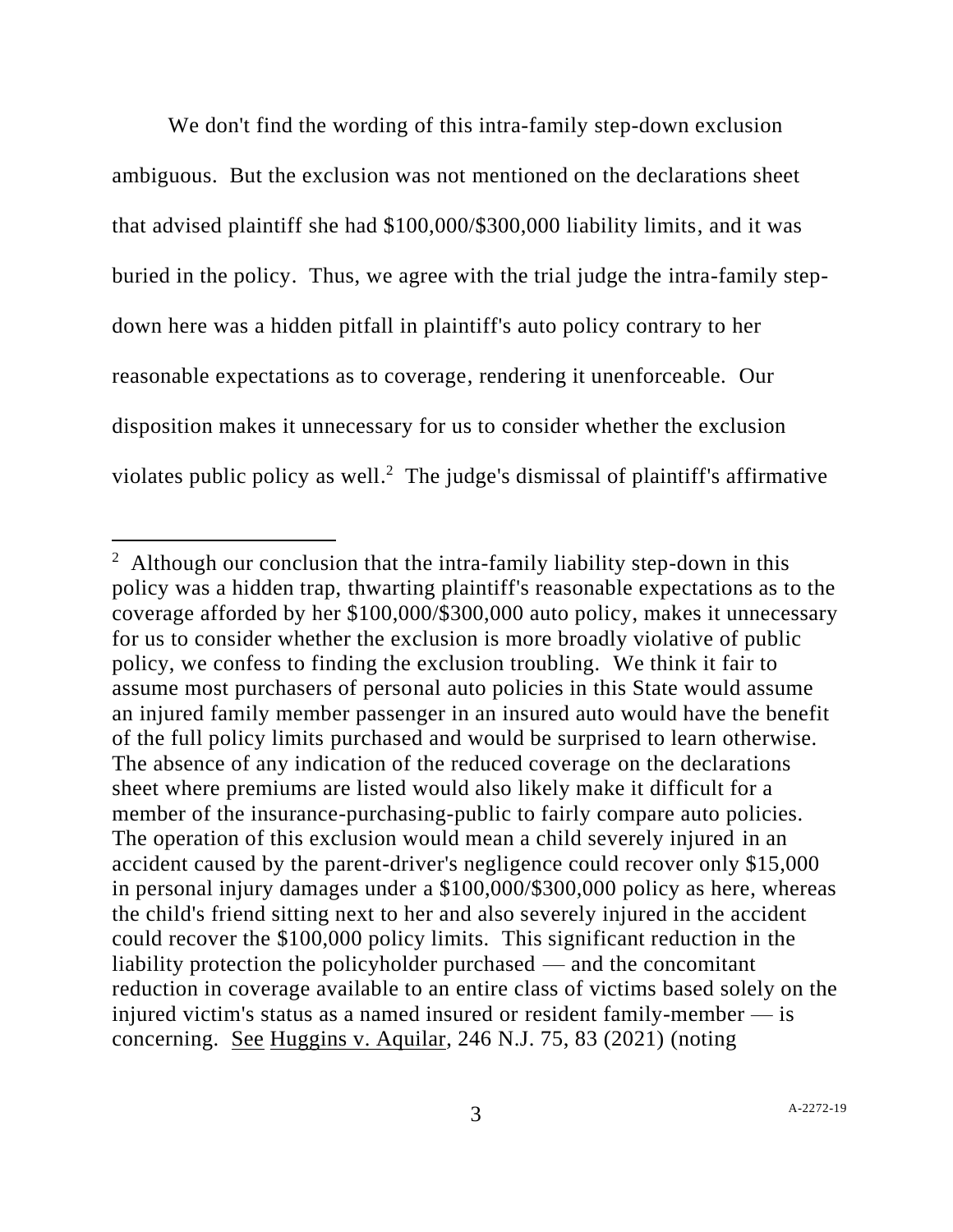We don't find the wording of this intra-family step-down exclusion ambiguous. But the exclusion was not mentioned on the declarations sheet that advised plaintiff she had \$100,000/\$300,000 liability limits, and it was buried in the policy. Thus, we agree with the trial judge the intra-family step-down here was a hidden pitfall in plaintiff's auto policy contrary to her reasonable expectations as to coverage, rendering it unenforceable. Our disposition makes it unnecessary for us to consider whether the exclusion violates public policy as well.[2] The judge's dismissal of plaintiff's affirmative

---

[2] Although our conclusion that the intra-family liability step-down in this policy was a hidden trap, thwarting plaintiff's reasonable expectations as to the coverage afforded by her \$100,000/\$300,000 auto policy, makes it unnecessary for us to consider whether the exclusion is more broadly violative of public policy, we confess to finding the exclusion troubling. We think it fair to assume most purchasers of personal auto policies in this State would assume an injured family member passenger in an insured auto would have the benefit of the full policy limits purchased and would be surprised to learn otherwise. The absence of any indication of the reduced coverage on the declarations sheet where premiums are listed would also likely make it difficult for a member of the insurance-purchasing-public to fairly compare auto policies. The operation of this exclusion would mean a child severely injured in an accident caused by the parent-driver's negligence could recover only \$15,000 in personal injury damages under a \$100,000/\$300,000 policy as here, whereas the child's friend sitting next to her and also severely injured in the accident could recover the \$100,000 policy limits. This significant reduction in the liability protection the policyholder purchased — and the concomitant reduction in coverage available to an entire class of victims based solely on the injured victim's status as a named insured or resident family-member — is concerning. See Huggins v. Aquilar, 246 N.J. 75, 83 (2021) (noting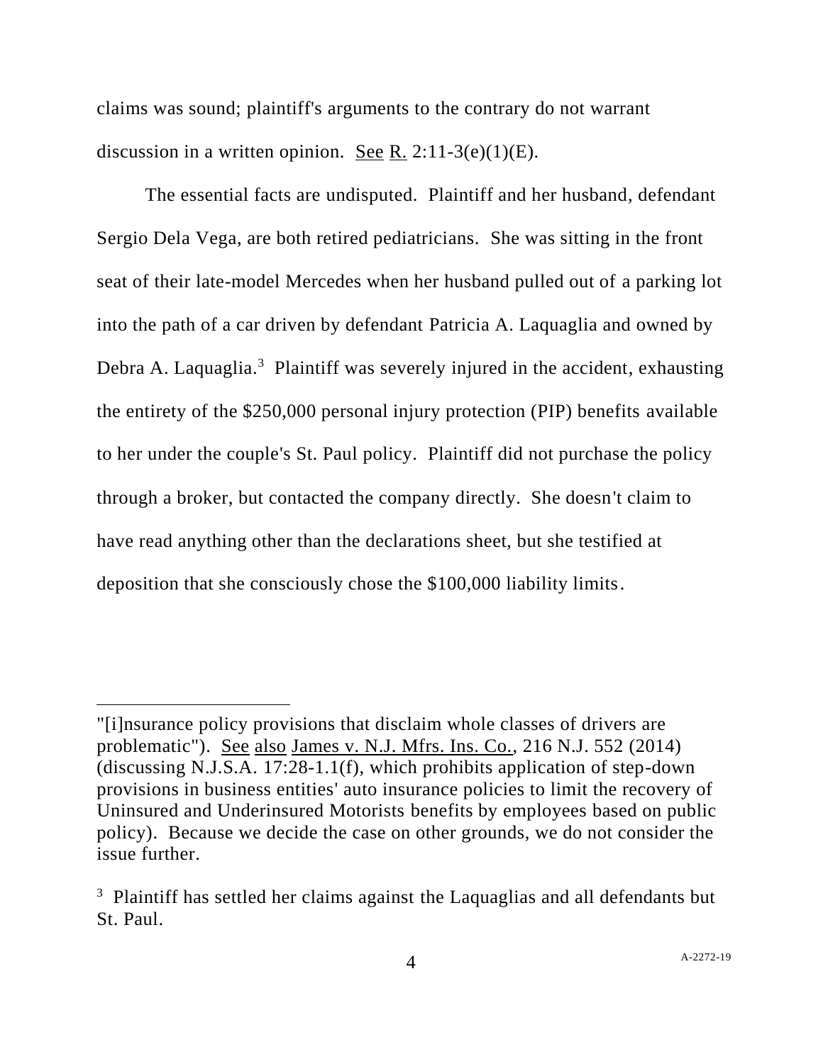claims was sound; plaintiff's arguments to the contrary do not warrant discussion in a written opinion. See R. 2:11-3(e)(1)(E).

The essential facts are undisputed. Plaintiff and her husband, defendant Sergio Dela Vega, are both retired pediatricians. She was sitting in the front seat of their late-model Mercedes when her husband pulled out of a parking lot into the path of a car driven by defendant Patricia A. Laquaglia and owned by Debra A. Laquaglia.[3] Plaintiff was severely injured in the accident, exhausting the entirety of the $250,000 personal injury protection (PIP) benefits available to her under the couple's St. Paul policy. Plaintiff did not purchase the policy through a broker, but contacted the company directly. She doesn't claim to have read anything other than the declarations sheet, but she testified at deposition that she consciously chose the $100,000 liability limits.

---

"[i]nsurance policy provisions that disclaim whole classes of drivers are problematic"). See also James v. N.J. Mfrs. Ins. Co., 216 N.J. 552 (2014) (discussing N.J.S.A. 17:28-1.1(f), which prohibits application of step-down provisions in business entities' auto insurance policies to limit the recovery of Uninsured and Underinsured Motorists benefits by employees based on public policy). Because we decide the case on other grounds, we do not consider the issue further.

[3] Plaintiff has settled her claims against the Laquaglias and all defendants but St. Paul.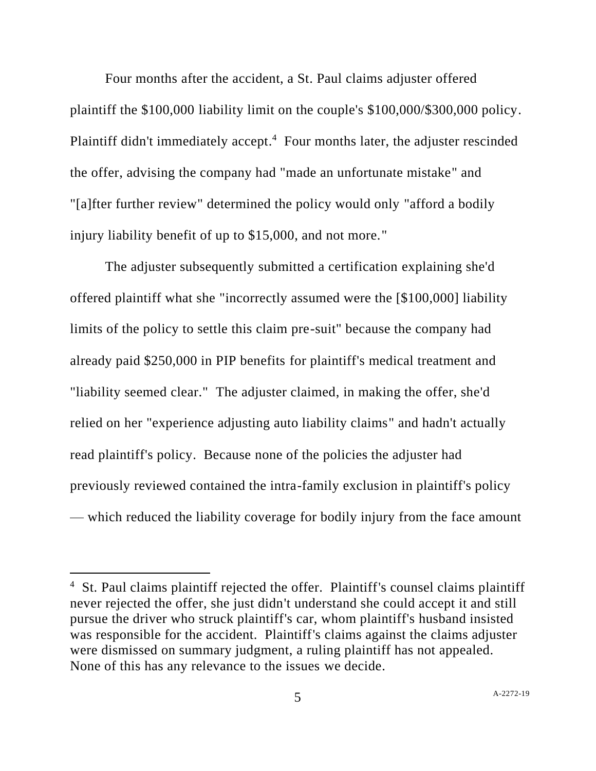Four months after the accident, a St. Paul claims adjuster offered plaintiff the $100,000 liability limit on the couple's $100,000/$300,000 policy. Plaintiff didn't immediately accept.[4] Four months later, the adjuster rescinded the offer, advising the company had "made an unfortunate mistake" and "[a]fter further review" determined the policy would only "afford a bodily injury liability benefit of up to $15,000, and not more."

The adjuster subsequently submitted a certification explaining she'd offered plaintiff what she "incorrectly assumed were the [$100,000] liability limits of the policy to settle this claim pre-suit" because the company had already paid $250,000 in PIP benefits for plaintiff's medical treatment and "liability seemed clear." The adjuster claimed, in making the offer, she'd relied on her "experience adjusting auto liability claims" and hadn't actually read plaintiff's policy. Because none of the policies the adjuster had previously reviewed contained the intra-family exclusion in plaintiff's policy — which reduced the liability coverage for bodily injury from the face amount

[4] St. Paul claims plaintiff rejected the offer. Plaintiff's counsel claims plaintiff never rejected the offer, she just didn't understand she could accept it and still pursue the driver who struck plaintiff's car, whom plaintiff's husband insisted was responsible for the accident. Plaintiff's claims against the claims adjuster were dismissed on summary judgment, a ruling plaintiff has not appealed. None of this has any relevance to the issues we decide.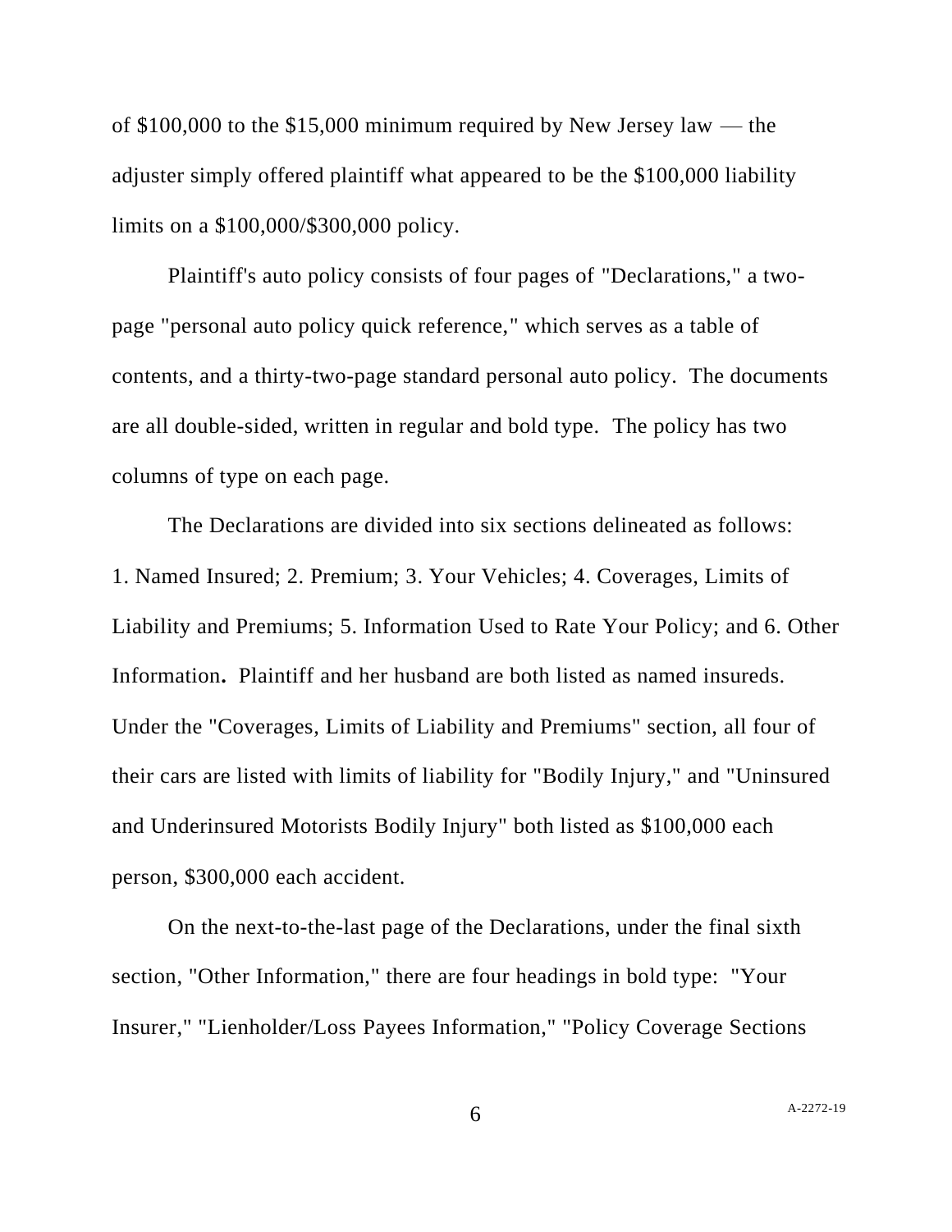of $100,000 to the $15,000 minimum required by New Jersey law — the adjuster simply offered plaintiff what appeared to be the $100,000 liability limits on a $100,000/$300,000 policy.

Plaintiff's auto policy consists of four pages of "Declarations," a two-page "personal auto policy quick reference," which serves as a table of contents, and a thirty-two-page standard personal auto policy. The documents are all double-sided, written in regular and bold type. The policy has two columns of type on each page.

The Declarations are divided into six sections delineated as follows: 1. Named Insured; 2. Premium; 3. Your Vehicles; 4. Coverages, Limits of Liability and Premiums; 5. Information Used to Rate Your Policy; and 6. Other Information**.** Plaintiff and her husband are both listed as named insureds. Under the "Coverages, Limits of Liability and Premiums" section, all four of their cars are listed with limits of liability for "Bodily Injury," and "Uninsured and Underinsured Motorists Bodily Injury" both listed as $100,000 each person, $300,000 each accident.

On the next-to-the-last page of the Declarations, under the final sixth section, "Other Information," there are four headings in bold type: "Your Insurer," "Lienholder/Loss Payees Information," "Policy Coverage Sections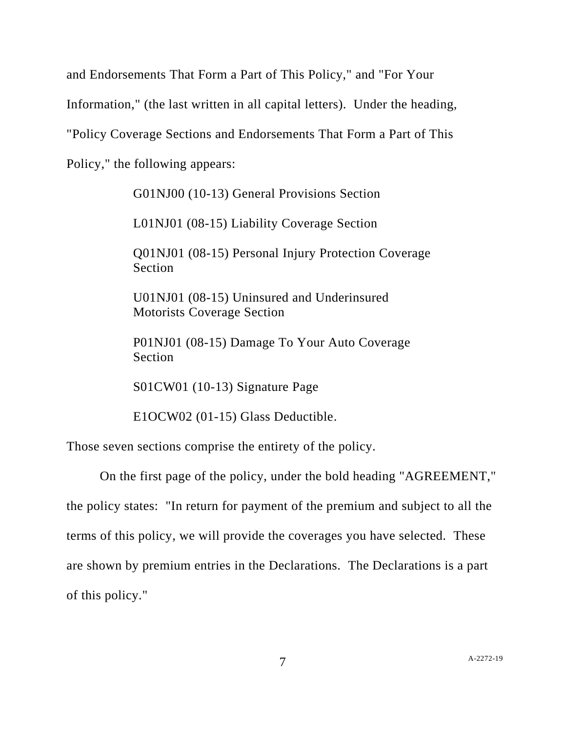and Endorsements That Form a Part of This Policy," and "For Your Information," (the last written in all capital letters). Under the heading, "Policy Coverage Sections and Endorsements That Form a Part of This Policy," the following appears:

> G01NJ00 (10-13) General Provisions Section
>
> L01NJ01 (08-15) Liability Coverage Section
>
> Q01NJ01 (08-15) Personal Injury Protection Coverage Section
>
> U01NJ01 (08-15) Uninsured and Underinsured Motorists Coverage Section
>
> P01NJ01 (08-15) Damage To Your Auto Coverage Section
>
> S01CW01 (10-13) Signature Page
>
> E1OCW02 (01-15) Glass Deductible.

Those seven sections comprise the entirety of the policy.

On the first page of the policy, under the bold heading "AGREEMENT," the policy states: "In return for payment of the premium and subject to all the terms of this policy, we will provide the coverages you have selected. These are shown by premium entries in the Declarations. The Declarations is a part of this policy."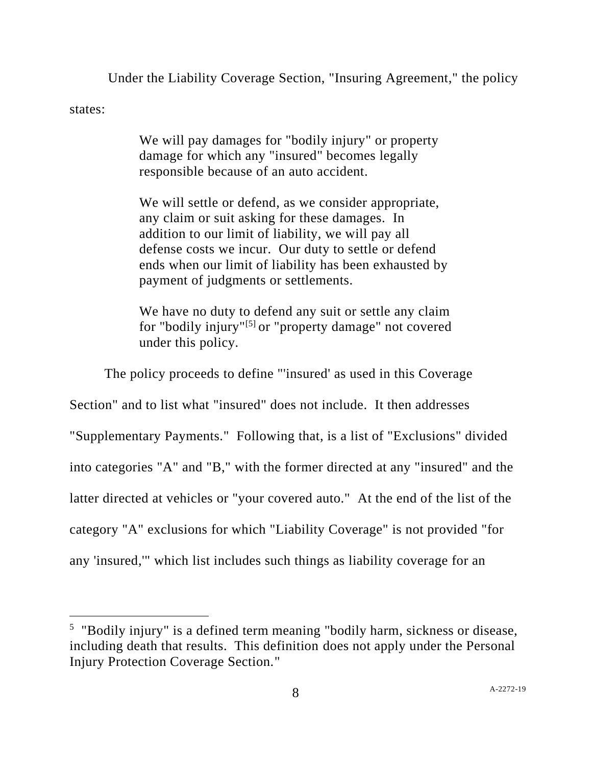Under the Liability Coverage Section, "Insuring Agreement," the policy states:

> We will pay damages for "bodily injury" or property damage for which any "insured" becomes legally responsible because of an auto accident.
>
> We will settle or defend, as we consider appropriate, any claim or suit asking for these damages. In addition to our limit of liability, we will pay all defense costs we incur. Our duty to settle or defend ends when our limit of liability has been exhausted by payment of judgments or settlements.
>
> We have no duty to defend any suit or settle any claim for "bodily injury"[5] or "property damage" not covered under this policy.

The policy proceeds to define "'insured' as used in this Coverage Section" and to list what "insured" does not include. It then addresses "Supplementary Payments." Following that, is a list of "Exclusions" divided into categories "A" and "B," with the former directed at any "insured" and the latter directed at vehicles or "your covered auto." At the end of the list of the category "A" exclusions for which "Liability Coverage" is not provided "for any 'insured,'" which list includes such things as liability coverage for an

[5] "Bodily injury" is a defined term meaning "bodily harm, sickness or disease, including death that results. This definition does not apply under the Personal Injury Protection Coverage Section."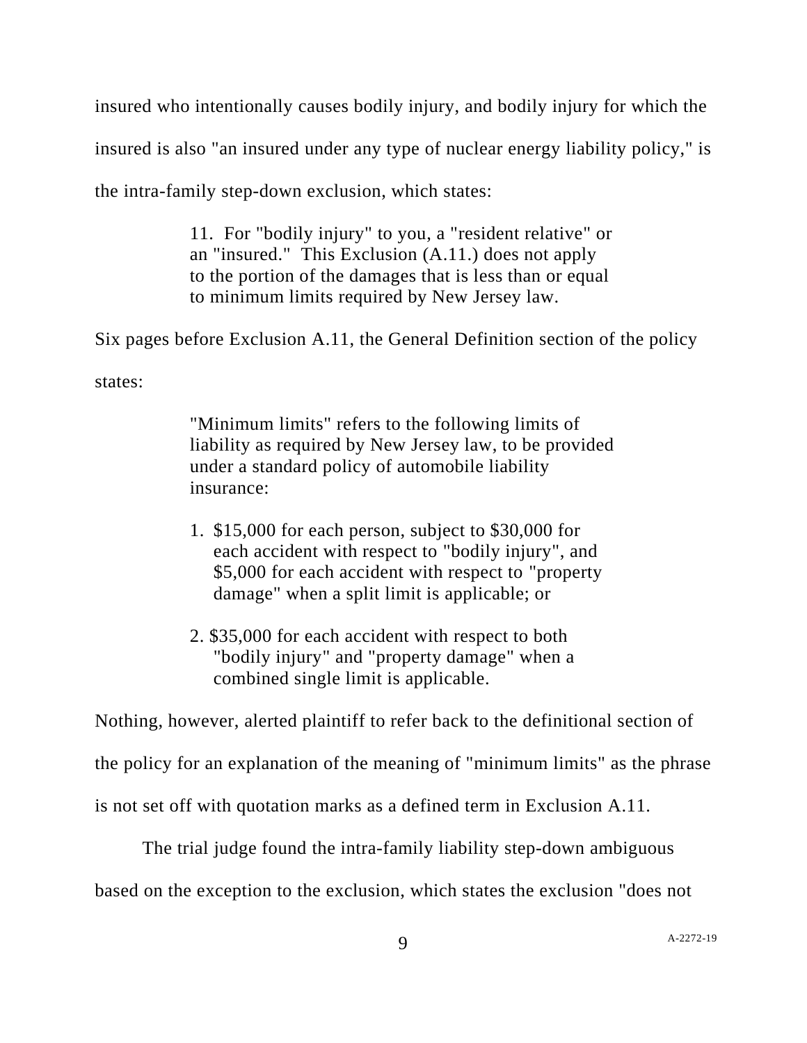insured who intentionally causes bodily injury, and bodily injury for which the insured is also "an insured under any type of nuclear energy liability policy," is the intra-family step-down exclusion, which states:

> 11. For "bodily injury" to you, a "resident relative" or an "insured." This Exclusion (A.11.) does not apply to the portion of the damages that is less than or equal to minimum limits required by New Jersey law.

Six pages before Exclusion A.11, the General Definition section of the policy states:

> "Minimum limits" refers to the following limits of liability as required by New Jersey law, to be provided under a standard policy of automobile liability insurance:
>
> 1. $15,000 for each person, subject to $30,000 for each accident with respect to "bodily injury", and $5,000 for each accident with respect to "property damage" when a split limit is applicable; or
>
> 2. $35,000 for each accident with respect to both "bodily injury" and "property damage" when a combined single limit is applicable.

Nothing, however, alerted plaintiff to refer back to the definitional section of the policy for an explanation of the meaning of "minimum limits" as the phrase is not set off with quotation marks as a defined term in Exclusion A.11.

The trial judge found the intra-family liability step-down ambiguous based on the exception to the exclusion, which states the exclusion "does not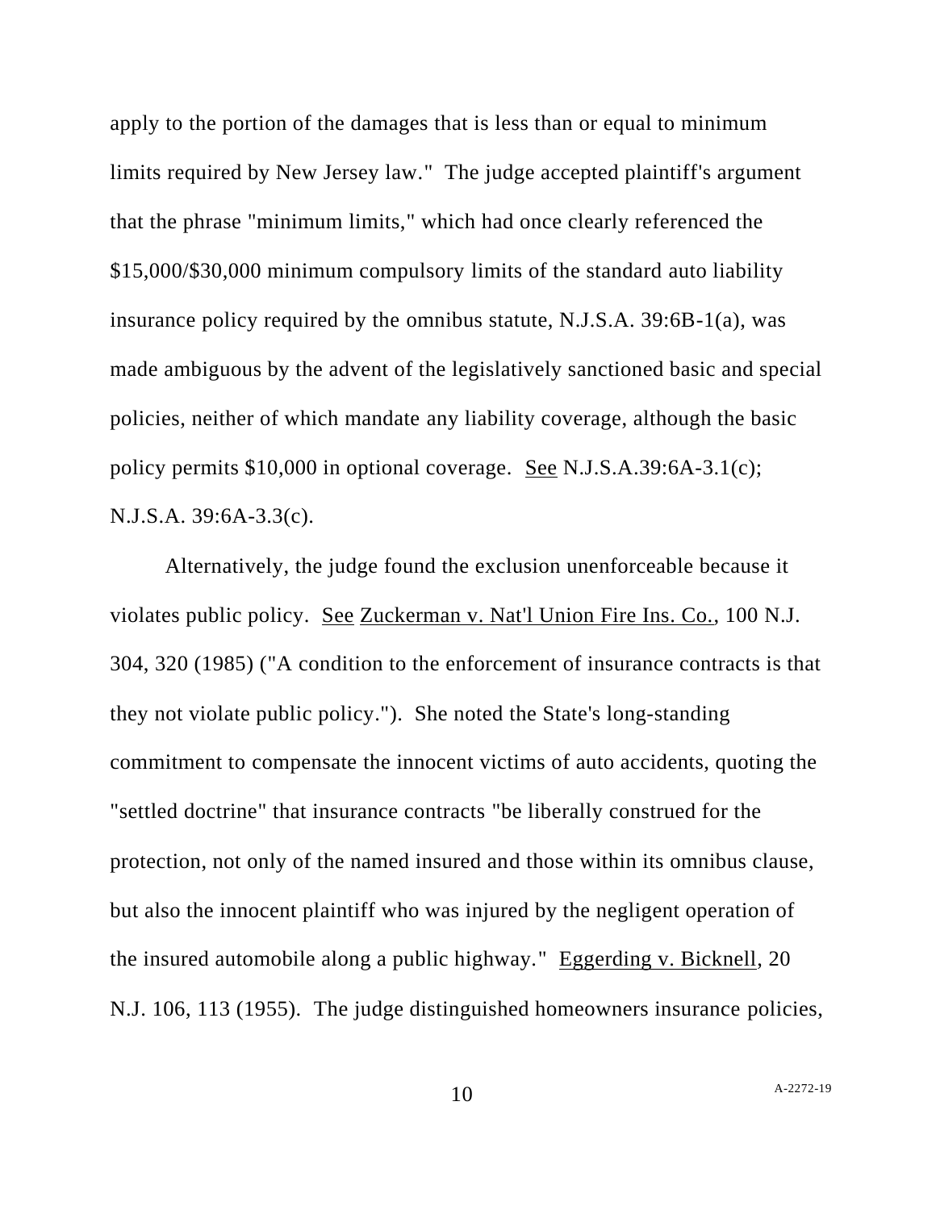apply to the portion of the damages that is less than or equal to minimum limits required by New Jersey law." The judge accepted plaintiff's argument that the phrase "minimum limits," which had once clearly referenced the $15,000/$30,000 minimum compulsory limits of the standard auto liability insurance policy required by the omnibus statute, N.J.S.A. 39:6B-1(a), was made ambiguous by the advent of the legislatively sanctioned basic and special policies, neither of which mandate any liability coverage, although the basic policy permits $10,000 in optional coverage. See N.J.S.A.39:6A-3.1(c); N.J.S.A. 39:6A-3.3(c).

Alternatively, the judge found the exclusion unenforceable because it violates public policy. See Zuckerman v. Nat'l Union Fire Ins. Co., 100 N.J. 304, 320 (1985) ("A condition to the enforcement of insurance contracts is that they not violate public policy."). She noted the State's long-standing commitment to compensate the innocent victims of auto accidents, quoting the "settled doctrine" that insurance contracts "be liberally construed for the protection, not only of the named insured and those within its omnibus clause, but also the innocent plaintiff who was injured by the negligent operation of the insured automobile along a public highway." Eggerding v. Bicknell, 20 N.J. 106, 113 (1955). The judge distinguished homeowners insurance policies,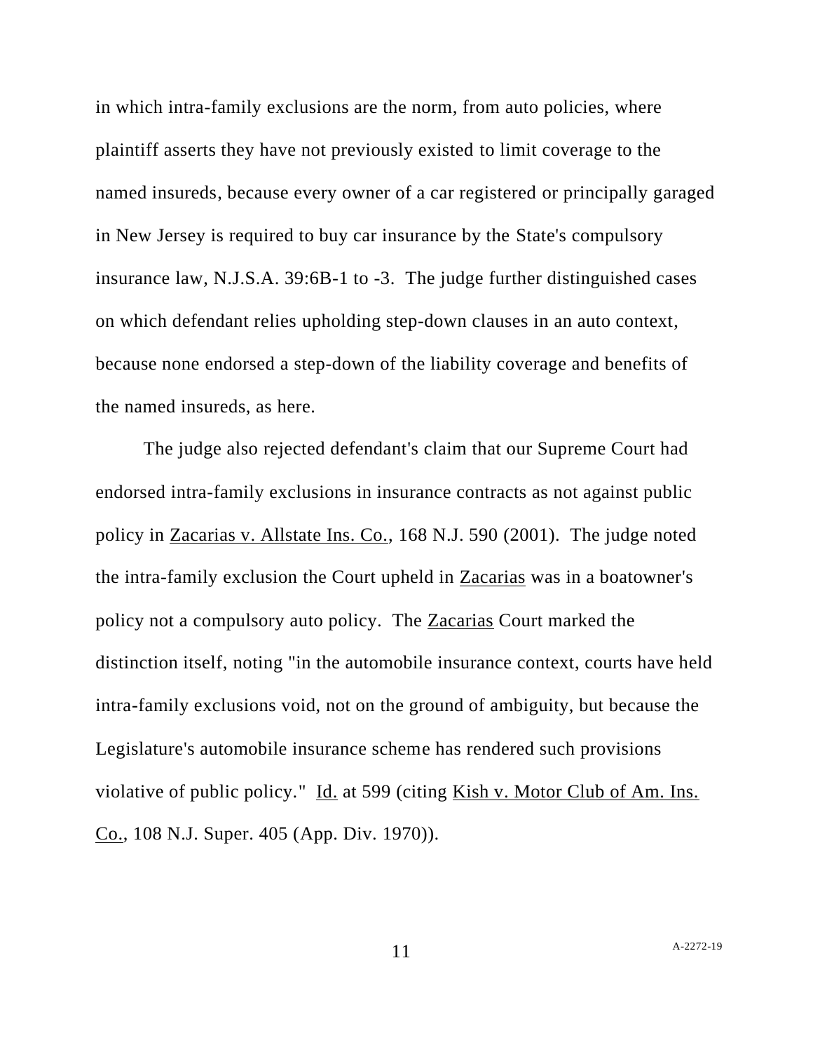in which intra-family exclusions are the norm, from auto policies, where plaintiff asserts they have not previously existed to limit coverage to the named insureds, because every owner of a car registered or principally garaged in New Jersey is required to buy car insurance by the State's compulsory insurance law, N.J.S.A. 39:6B-1 to -3. The judge further distinguished cases on which defendant relies upholding step-down clauses in an auto context, because none endorsed a step-down of the liability coverage and benefits of the named insureds, as here.

The judge also rejected defendant's claim that our Supreme Court had endorsed intra-family exclusions in insurance contracts as not against public policy in Zacarias v. Allstate Ins. Co., 168 N.J. 590 (2001). The judge noted the intra-family exclusion the Court upheld in Zacarias was in a boatowner's policy not a compulsory auto policy. The Zacarias Court marked the distinction itself, noting "in the automobile insurance context, courts have held intra-family exclusions void, not on the ground of ambiguity, but because the Legislature's automobile insurance scheme has rendered such provisions violative of public policy." Id. at 599 (citing Kish v. Motor Club of Am. Ins. Co., 108 N.J. Super. 405 (App. Div. 1970)).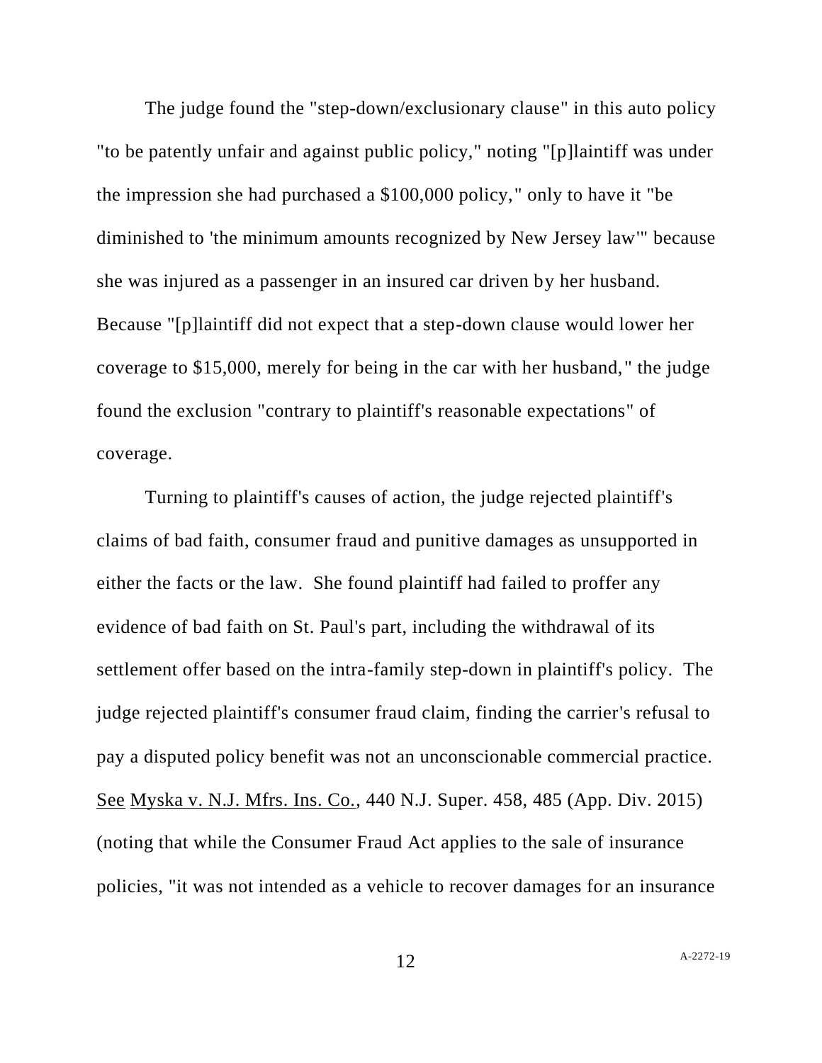The judge found the "step-down/exclusionary clause" in this auto policy "to be patently unfair and against public policy," noting "[p]laintiff was under the impression she had purchased a $100,000 policy," only to have it "be diminished to 'the minimum amounts recognized by New Jersey law'" because she was injured as a passenger in an insured car driven by her husband. Because "[p]laintiff did not expect that a step-down clause would lower her coverage to $15,000, merely for being in the car with her husband," the judge found the exclusion "contrary to plaintiff's reasonable expectations" of coverage.

Turning to plaintiff's causes of action, the judge rejected plaintiff's claims of bad faith, consumer fraud and punitive damages as unsupported in either the facts or the law. She found plaintiff had failed to proffer any evidence of bad faith on St. Paul's part, including the withdrawal of its settlement offer based on the intra-family step-down in plaintiff's policy. The judge rejected plaintiff's consumer fraud claim, finding the carrier's refusal to pay a disputed policy benefit was not an unconscionable commercial practice. See Myska v. N.J. Mfrs. Ins. Co., 440 N.J. Super. 458, 485 (App. Div. 2015) (noting that while the Consumer Fraud Act applies to the sale of insurance policies, "it was not intended as a vehicle to recover damages for an insurance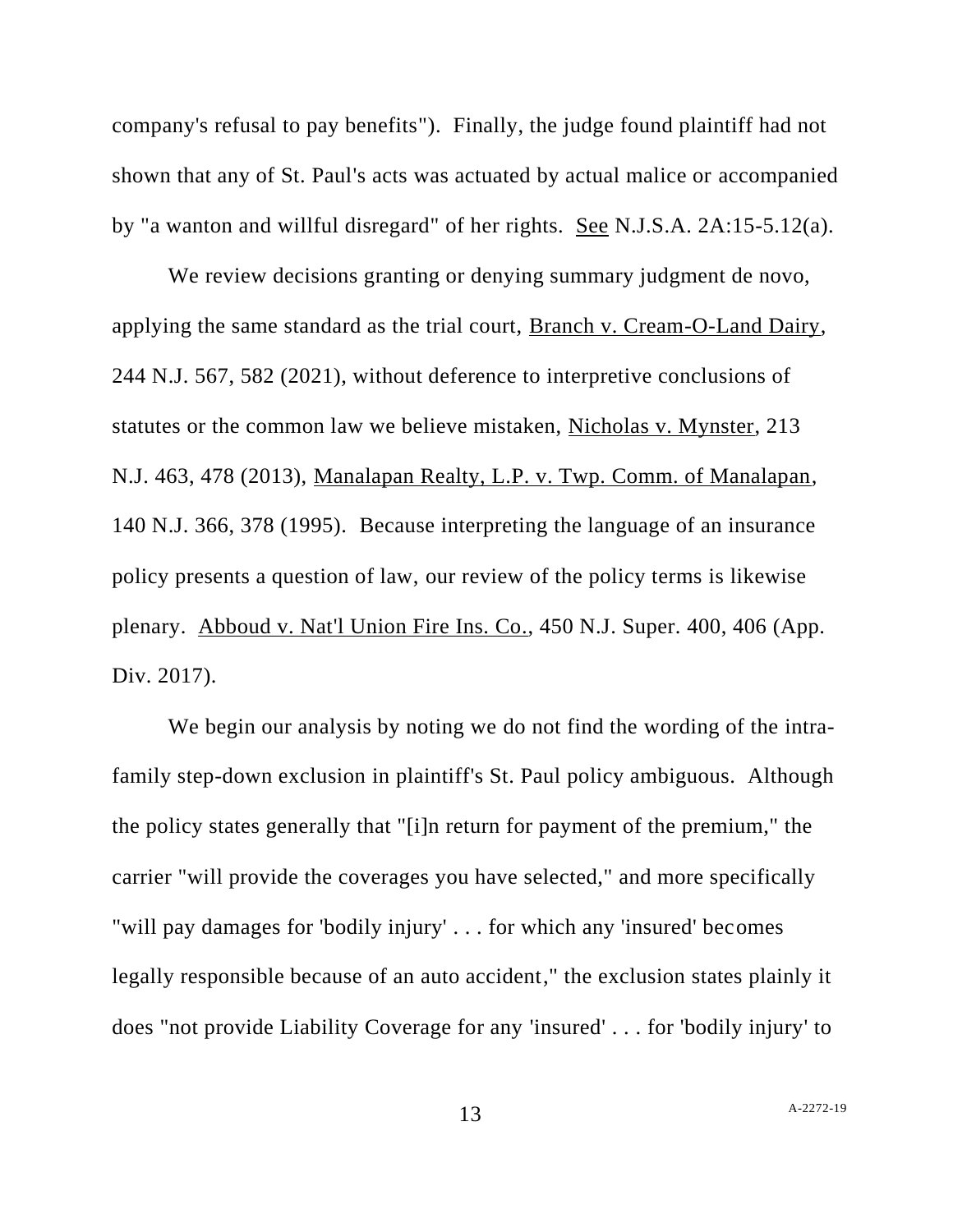company's refusal to pay benefits"). Finally, the judge found plaintiff had not shown that any of St. Paul's acts was actuated by actual malice or accompanied by "a wanton and willful disregard" of her rights. See N.J.S.A. 2A:15-5.12(a).

We review decisions granting or denying summary judgment de novo, applying the same standard as the trial court, Branch v. Cream-O-Land Dairy, 244 N.J. 567, 582 (2021), without deference to interpretive conclusions of statutes or the common law we believe mistaken, Nicholas v. Mynster, 213 N.J. 463, 478 (2013), Manalapan Realty, L.P. v. Twp. Comm. of Manalapan, 140 N.J. 366, 378 (1995). Because interpreting the language of an insurance policy presents a question of law, our review of the policy terms is likewise plenary. Abboud v. Nat'l Union Fire Ins. Co., 450 N.J. Super. 400, 406 (App. Div. 2017).

We begin our analysis by noting we do not find the wording of the intra-family step-down exclusion in plaintiff's St. Paul policy ambiguous. Although the policy states generally that "[i]n return for payment of the premium," the carrier "will provide the coverages you have selected," and more specifically "will pay damages for 'bodily injury' . . . for which any 'insured' becomes legally responsible because of an auto accident," the exclusion states plainly it does "not provide Liability Coverage for any 'insured' . . . for 'bodily injury' to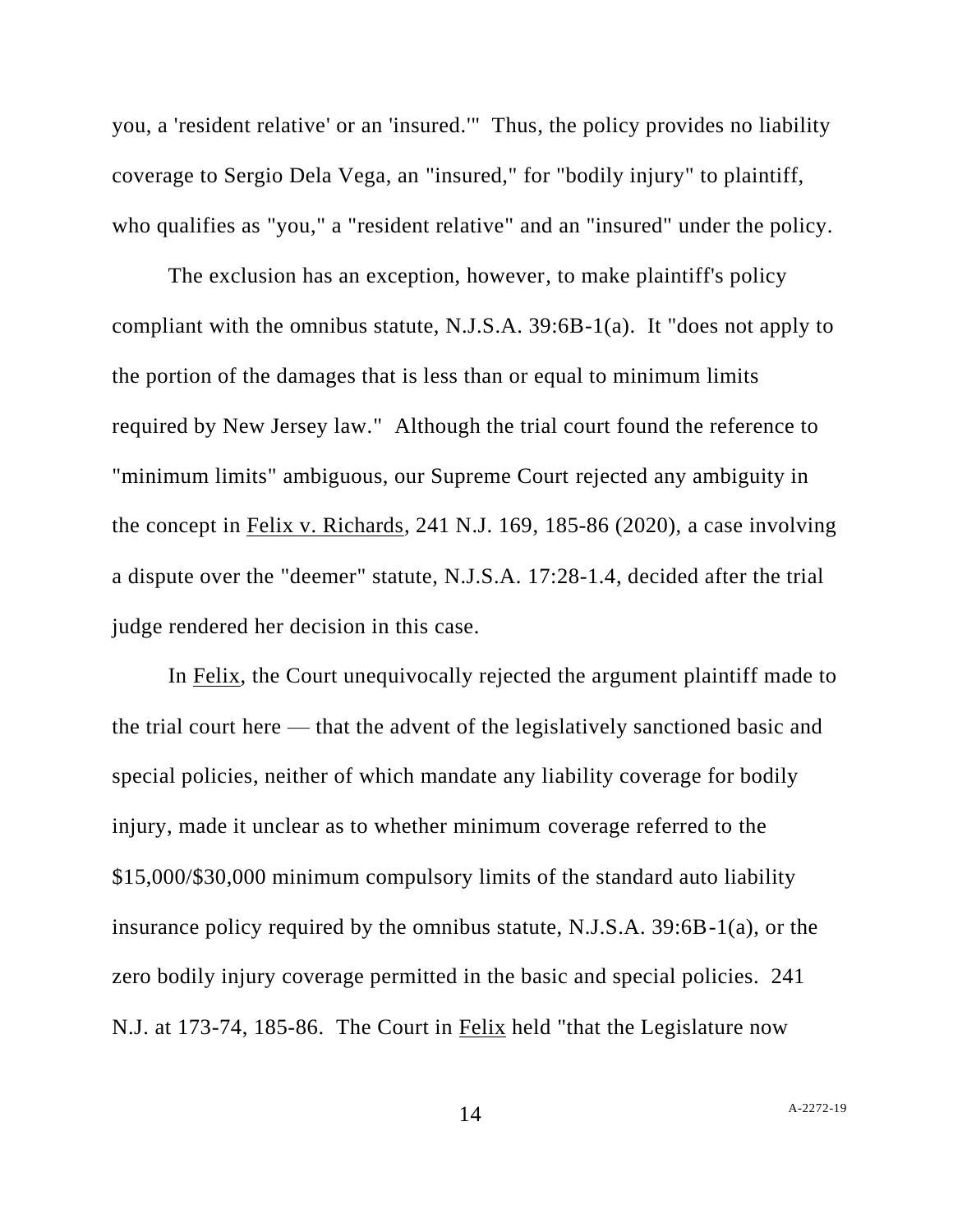you, a 'resident relative' or an 'insured.'" Thus, the policy provides no liability coverage to Sergio Dela Vega, an "insured," for "bodily injury" to plaintiff, who qualifies as "you," a "resident relative" and an "insured" under the policy.

The exclusion has an exception, however, to make plaintiff's policy compliant with the omnibus statute, N.J.S.A. 39:6B-1(a). It "does not apply to the portion of the damages that is less than or equal to minimum limits required by New Jersey law." Although the trial court found the reference to "minimum limits" ambiguous, our Supreme Court rejected any ambiguity in the concept in Felix v. Richards, 241 N.J. 169, 185-86 (2020), a case involving a dispute over the "deemer" statute, N.J.S.A. 17:28-1.4, decided after the trial judge rendered her decision in this case.

In Felix, the Court unequivocally rejected the argument plaintiff made to the trial court here — that the advent of the legislatively sanctioned basic and special policies, neither of which mandate any liability coverage for bodily injury, made it unclear as to whether minimum coverage referred to the $15,000/$30,000 minimum compulsory limits of the standard auto liability insurance policy required by the omnibus statute, N.J.S.A. 39:6B-1(a), or the zero bodily injury coverage permitted in the basic and special policies. 241 N.J. at 173-74, 185-86. The Court in Felix held "that the Legislature now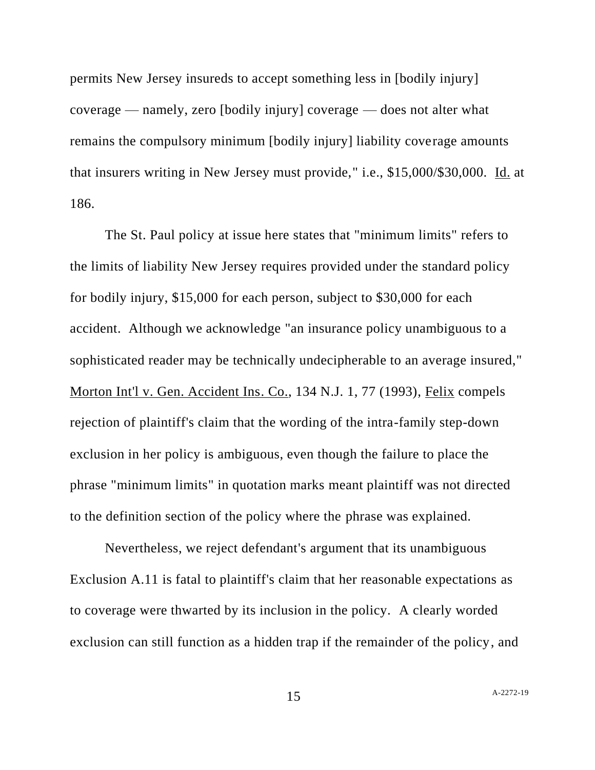permits New Jersey insureds to accept something less in [bodily injury] coverage — namely, zero [bodily injury] coverage — does not alter what remains the compulsory minimum [bodily injury] liability coverage amounts that insurers writing in New Jersey must provide," i.e., $15,000/$30,000. Id. at 186.

The St. Paul policy at issue here states that "minimum limits" refers to the limits of liability New Jersey requires provided under the standard policy for bodily injury, $15,000 for each person, subject to $30,000 for each accident. Although we acknowledge "an insurance policy unambiguous to a sophisticated reader may be technically undecipherable to an average insured," Morton Int'l v. Gen. Accident Ins. Co., 134 N.J. 1, 77 (1993), Felix compels rejection of plaintiff's claim that the wording of the intra-family step-down exclusion in her policy is ambiguous, even though the failure to place the phrase "minimum limits" in quotation marks meant plaintiff was not directed to the definition section of the policy where the phrase was explained.

Nevertheless, we reject defendant's argument that its unambiguous Exclusion A.11 is fatal to plaintiff's claim that her reasonable expectations as to coverage were thwarted by its inclusion in the policy. A clearly worded exclusion can still function as a hidden trap if the remainder of the policy, and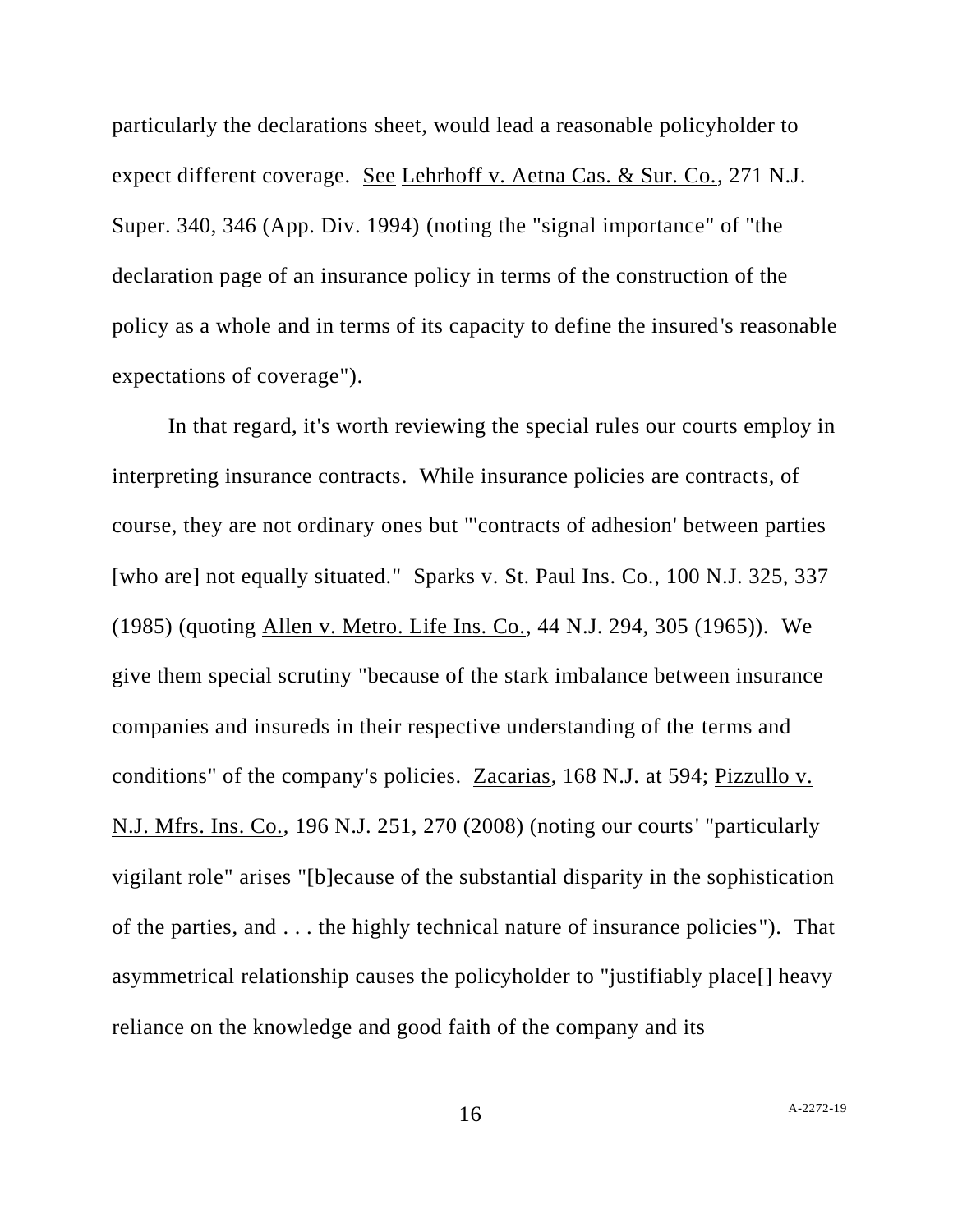particularly the declarations sheet, would lead a reasonable policyholder to expect different coverage. See Lehrhoff v. Aetna Cas. & Sur. Co., 271 N.J. Super. 340, 346 (App. Div. 1994) (noting the "signal importance" of "the declaration page of an insurance policy in terms of the construction of the policy as a whole and in terms of its capacity to define the insured's reasonable expectations of coverage").

In that regard, it's worth reviewing the special rules our courts employ in interpreting insurance contracts. While insurance policies are contracts, of course, they are not ordinary ones but "'contracts of adhesion' between parties [who are] not equally situated." Sparks v. St. Paul Ins. Co., 100 N.J. 325, 337 (1985) (quoting Allen v. Metro. Life Ins. Co., 44 N.J. 294, 305 (1965)). We give them special scrutiny "because of the stark imbalance between insurance companies and insureds in their respective understanding of the terms and conditions" of the company's policies. Zacarias, 168 N.J. at 594; Pizzullo v. N.J. Mfrs. Ins. Co., 196 N.J. 251, 270 (2008) (noting our courts' "particularly vigilant role" arises "[b]ecause of the substantial disparity in the sophistication of the parties, and . . . the highly technical nature of insurance policies"). That asymmetrical relationship causes the policyholder to "justifiably place[] heavy reliance on the knowledge and good faith of the company and its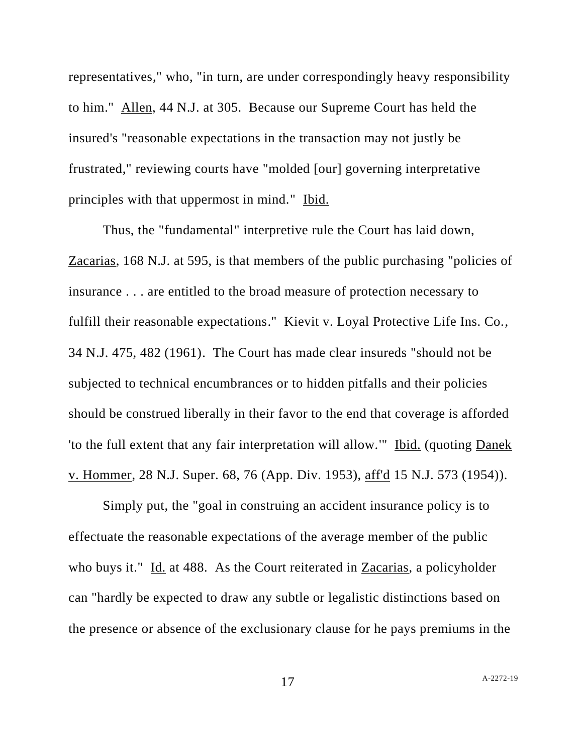representatives," who, "in turn, are under correspondingly heavy responsibility to him." Allen, 44 N.J. at 305. Because our Supreme Court has held the insured's "reasonable expectations in the transaction may not justly be frustrated," reviewing courts have "molded [our] governing interpretative principles with that uppermost in mind." Ibid.

Thus, the "fundamental" interpretive rule the Court has laid down, Zacarias, 168 N.J. at 595, is that members of the public purchasing "policies of insurance . . . are entitled to the broad measure of protection necessary to fulfill their reasonable expectations." Kievit v. Loyal Protective Life Ins. Co., 34 N.J. 475, 482 (1961). The Court has made clear insureds "should not be subjected to technical encumbrances or to hidden pitfalls and their policies should be construed liberally in their favor to the end that coverage is afforded 'to the full extent that any fair interpretation will allow.'" Ibid. (quoting Danek v. Hommer, 28 N.J. Super. 68, 76 (App. Div. 1953), aff'd 15 N.J. 573 (1954)).

Simply put, the "goal in construing an accident insurance policy is to effectuate the reasonable expectations of the average member of the public who buys it." Id. at 488. As the Court reiterated in Zacarias, a policyholder can "hardly be expected to draw any subtle or legalistic distinctions based on the presence or absence of the exclusionary clause for he pays premiums in the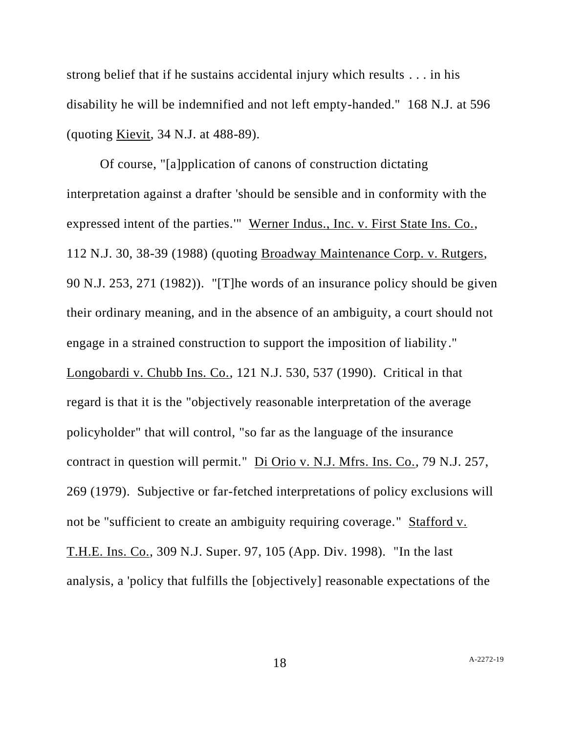strong belief that if he sustains accidental injury which results . . . in his disability he will be indemnified and not left empty-handed." 168 N.J. at 596 (quoting Kievit, 34 N.J. at 488-89).

Of course, "[a]pplication of canons of construction dictating interpretation against a drafter 'should be sensible and in conformity with the expressed intent of the parties.'" Werner Indus., Inc. v. First State Ins. Co., 112 N.J. 30, 38-39 (1988) (quoting Broadway Maintenance Corp. v. Rutgers, 90 N.J. 253, 271 (1982)). "[T]he words of an insurance policy should be given their ordinary meaning, and in the absence of an ambiguity, a court should not engage in a strained construction to support the imposition of liability." Longobardi v. Chubb Ins. Co., 121 N.J. 530, 537 (1990). Critical in that regard is that it is the "objectively reasonable interpretation of the average policyholder" that will control, "so far as the language of the insurance contract in question will permit." Di Orio v. N.J. Mfrs. Ins. Co., 79 N.J. 257, 269 (1979). Subjective or far-fetched interpretations of policy exclusions will not be "sufficient to create an ambiguity requiring coverage." Stafford v. T.H.E. Ins. Co., 309 N.J. Super. 97, 105 (App. Div. 1998). "In the last analysis, a 'policy that fulfills the [objectively] reasonable expectations of the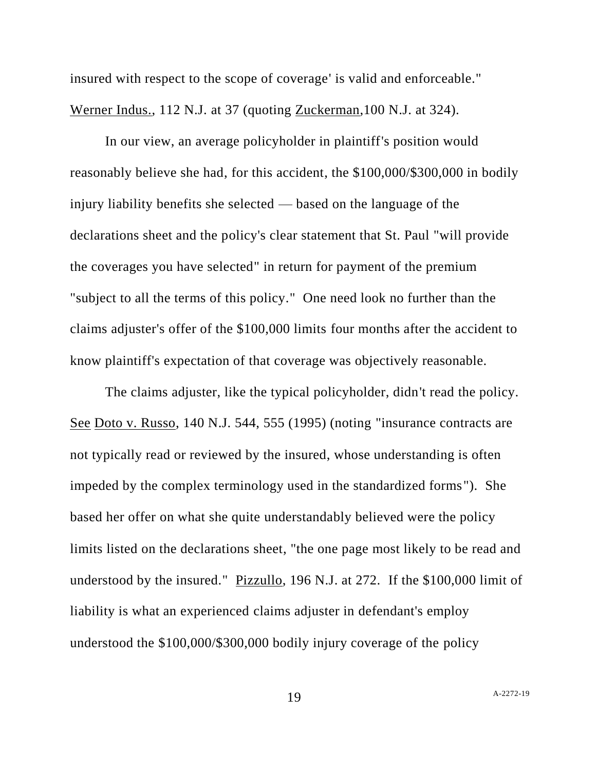insured with respect to the scope of coverage' is valid and enforceable." Werner Indus., 112 N.J. at 37 (quoting Zuckerman,100 N.J. at 324).

In our view, an average policyholder in plaintiff's position would reasonably believe she had, for this accident, the $100,000/$300,000 in bodily injury liability benefits she selected — based on the language of the declarations sheet and the policy's clear statement that St. Paul "will provide the coverages you have selected" in return for payment of the premium "subject to all the terms of this policy." One need look no further than the claims adjuster's offer of the $100,000 limits four months after the accident to know plaintiff's expectation of that coverage was objectively reasonable.

The claims adjuster, like the typical policyholder, didn't read the policy. See Doto v. Russo, 140 N.J. 544, 555 (1995) (noting "insurance contracts are not typically read or reviewed by the insured, whose understanding is often impeded by the complex terminology used in the standardized forms"). She based her offer on what she quite understandably believed were the policy limits listed on the declarations sheet, "the one page most likely to be read and understood by the insured." Pizzullo, 196 N.J. at 272. If the $100,000 limit of liability is what an experienced claims adjuster in defendant's employ understood the $100,000/$300,000 bodily injury coverage of the policy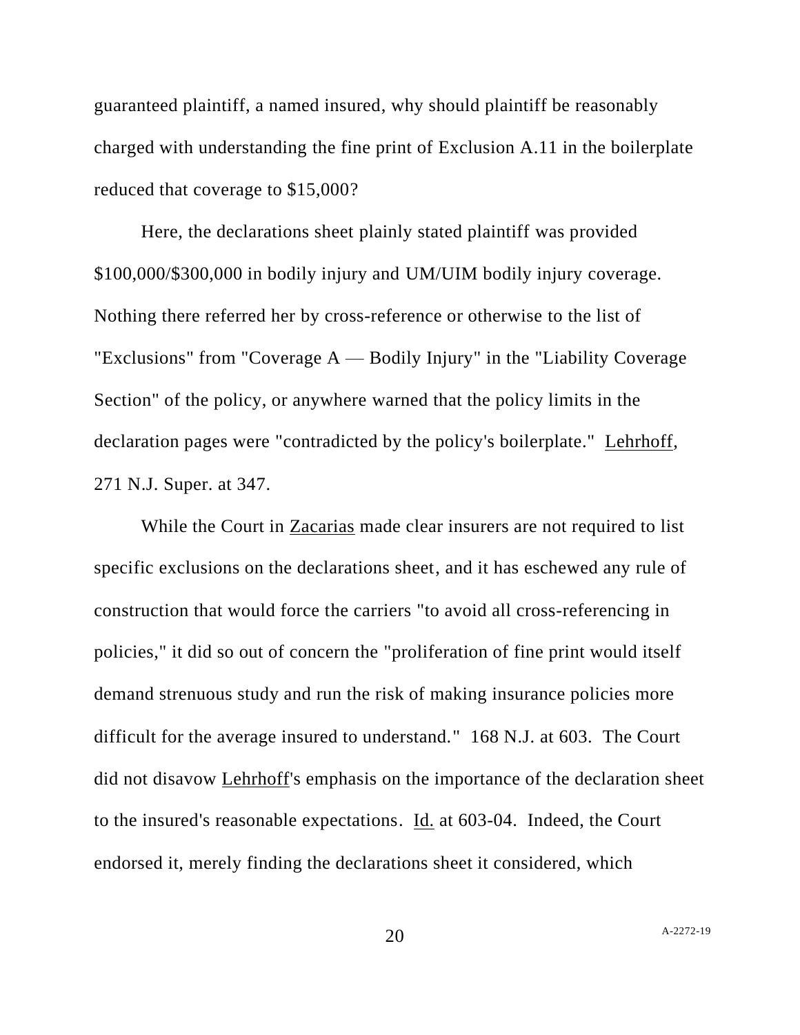guaranteed plaintiff, a named insured, why should plaintiff be reasonably charged with understanding the fine print of Exclusion A.11 in the boilerplate reduced that coverage to $15,000?

Here, the declarations sheet plainly stated plaintiff was provided $100,000/$300,000 in bodily injury and UM/UIM bodily injury coverage. Nothing there referred her by cross-reference or otherwise to the list of "Exclusions" from "Coverage A — Bodily Injury" in the "Liability Coverage Section" of the policy, or anywhere warned that the policy limits in the declaration pages were "contradicted by the policy's boilerplate." Lehrhoff, 271 N.J. Super. at 347.

While the Court in Zacarias made clear insurers are not required to list specific exclusions on the declarations sheet, and it has eschewed any rule of construction that would force the carriers "to avoid all cross-referencing in policies," it did so out of concern the "proliferation of fine print would itself demand strenuous study and run the risk of making insurance policies more difficult for the average insured to understand." 168 N.J. at 603. The Court did not disavow Lehrhoff's emphasis on the importance of the declaration sheet to the insured's reasonable expectations. Id. at 603-04. Indeed, the Court endorsed it, merely finding the declarations sheet it considered, which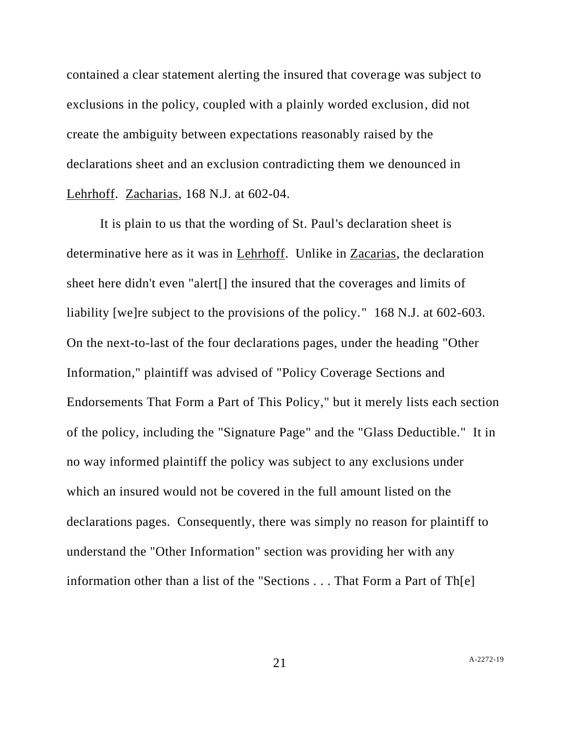contained a clear statement alerting the insured that coverage was subject to exclusions in the policy, coupled with a plainly worded exclusion, did not create the ambiguity between expectations reasonably raised by the declarations sheet and an exclusion contradicting them we denounced in Lehrhoff. Zacharias, 168 N.J. at 602-04.

It is plain to us that the wording of St. Paul's declaration sheet is determinative here as it was in Lehrhoff. Unlike in Zacarias, the declaration sheet here didn't even "alert[] the insured that the coverages and limits of liability [we]re subject to the provisions of the policy." 168 N.J. at 602-603. On the next-to-last of the four declarations pages, under the heading "Other Information," plaintiff was advised of "Policy Coverage Sections and Endorsements That Form a Part of This Policy," but it merely lists each section of the policy, including the "Signature Page" and the "Glass Deductible." It in no way informed plaintiff the policy was subject to any exclusions under which an insured would not be covered in the full amount listed on the declarations pages. Consequently, there was simply no reason for plaintiff to understand the "Other Information" section was providing her with any information other than a list of the "Sections . . . That Form a Part of Th[e]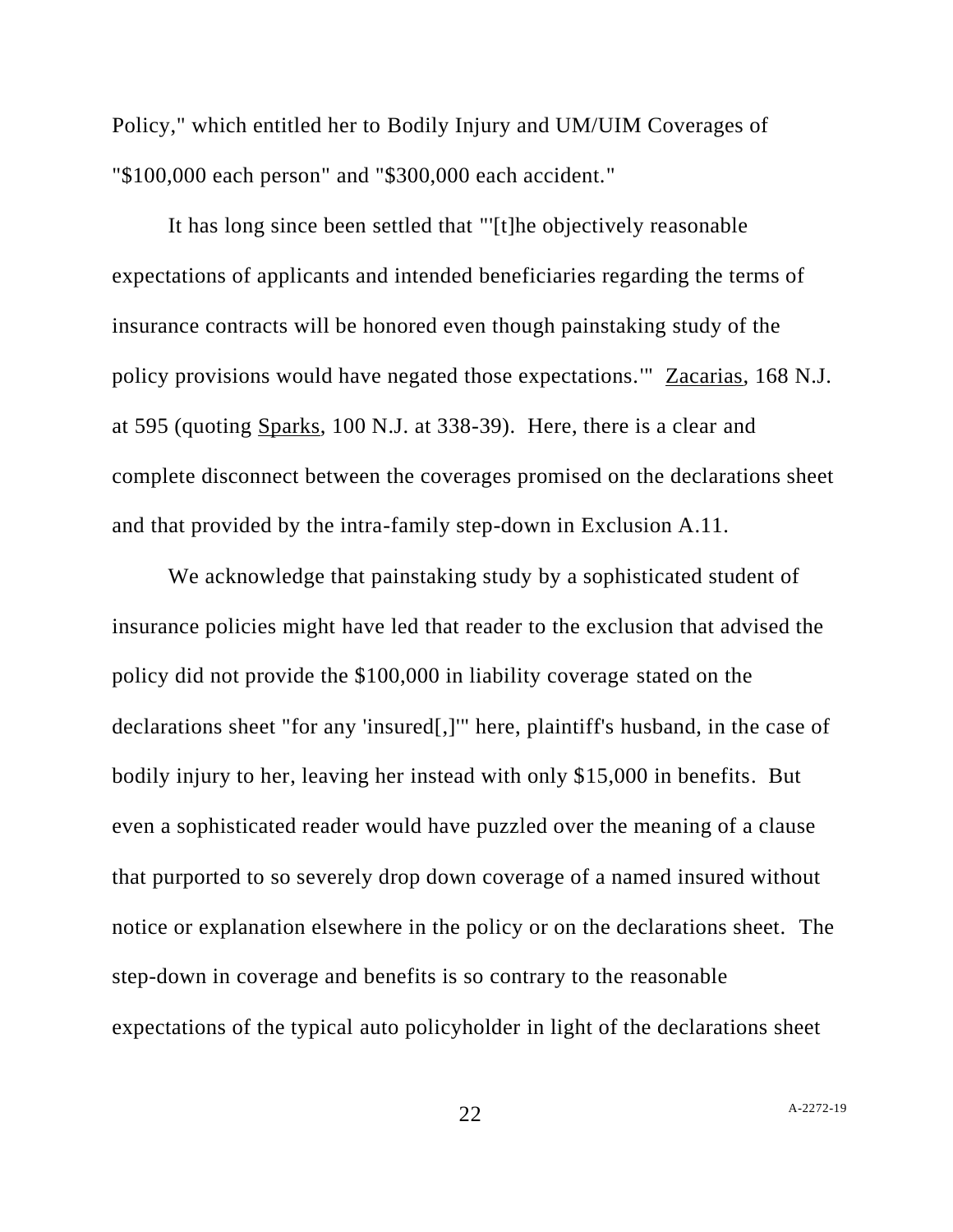Policy," which entitled her to Bodily Injury and UM/UIM Coverages of "$100,000 each person" and "$300,000 each accident."

It has long since been settled that "'[t]he objectively reasonable expectations of applicants and intended beneficiaries regarding the terms of insurance contracts will be honored even though painstaking study of the policy provisions would have negated those expectations.'" Zacarias, 168 N.J. at 595 (quoting Sparks, 100 N.J. at 338-39). Here, there is a clear and complete disconnect between the coverages promised on the declarations sheet and that provided by the intra-family step-down in Exclusion A.11.

We acknowledge that painstaking study by a sophisticated student of insurance policies might have led that reader to the exclusion that advised the policy did not provide the $100,000 in liability coverage stated on the declarations sheet "for any 'insured[,]'" here, plaintiff's husband, in the case of bodily injury to her, leaving her instead with only $15,000 in benefits. But even a sophisticated reader would have puzzled over the meaning of a clause that purported to so severely drop down coverage of a named insured without notice or explanation elsewhere in the policy or on the declarations sheet. The step-down in coverage and benefits is so contrary to the reasonable expectations of the typical auto policyholder in light of the declarations sheet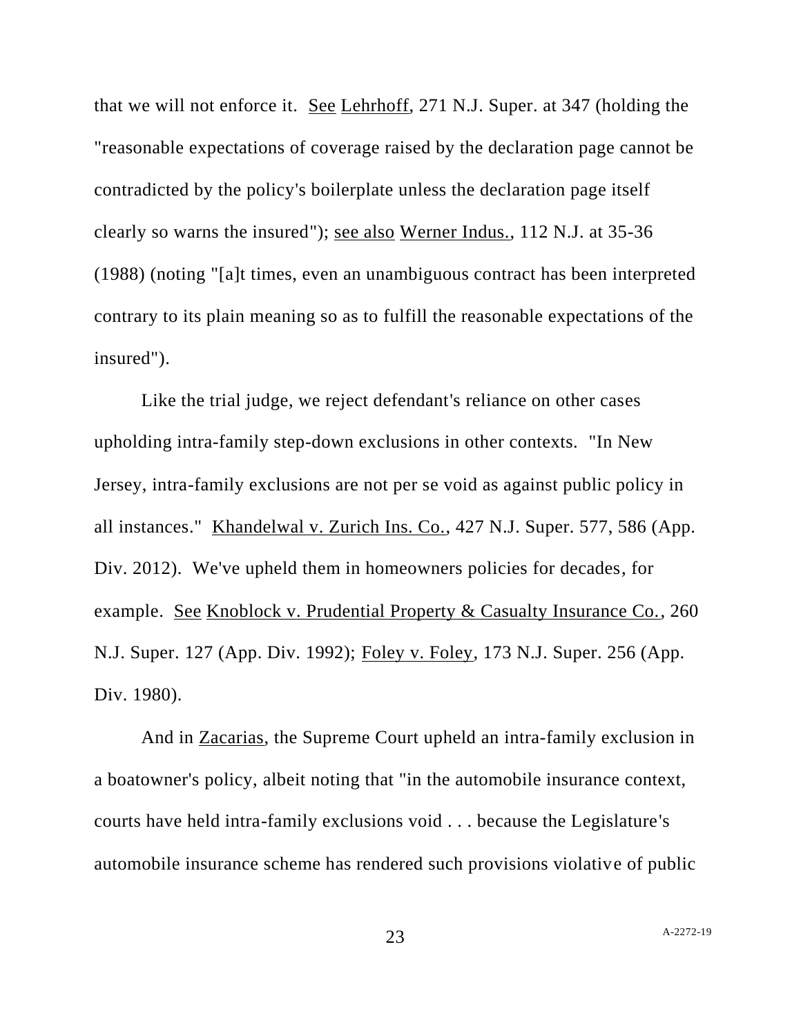that we will not enforce it. See Lehrhoff, 271 N.J. Super. at 347 (holding the "reasonable expectations of coverage raised by the declaration page cannot be contradicted by the policy's boilerplate unless the declaration page itself clearly so warns the insured"); see also Werner Indus., 112 N.J. at 35-36 (1988) (noting "[a]t times, even an unambiguous contract has been interpreted contrary to its plain meaning so as to fulfill the reasonable expectations of the insured").

Like the trial judge, we reject defendant's reliance on other cases upholding intra-family step-down exclusions in other contexts. "In New Jersey, intra-family exclusions are not per se void as against public policy in all instances." Khandelwal v. Zurich Ins. Co., 427 N.J. Super. 577, 586 (App. Div. 2012). We've upheld them in homeowners policies for decades, for example. See Knoblock v. Prudential Property & Casualty Insurance Co., 260 N.J. Super. 127 (App. Div. 1992); Foley v. Foley, 173 N.J. Super. 256 (App. Div. 1980).

And in Zacarias, the Supreme Court upheld an intra-family exclusion in a boatowner's policy, albeit noting that "in the automobile insurance context, courts have held intra-family exclusions void . . . because the Legislature's automobile insurance scheme has rendered such provisions violative of public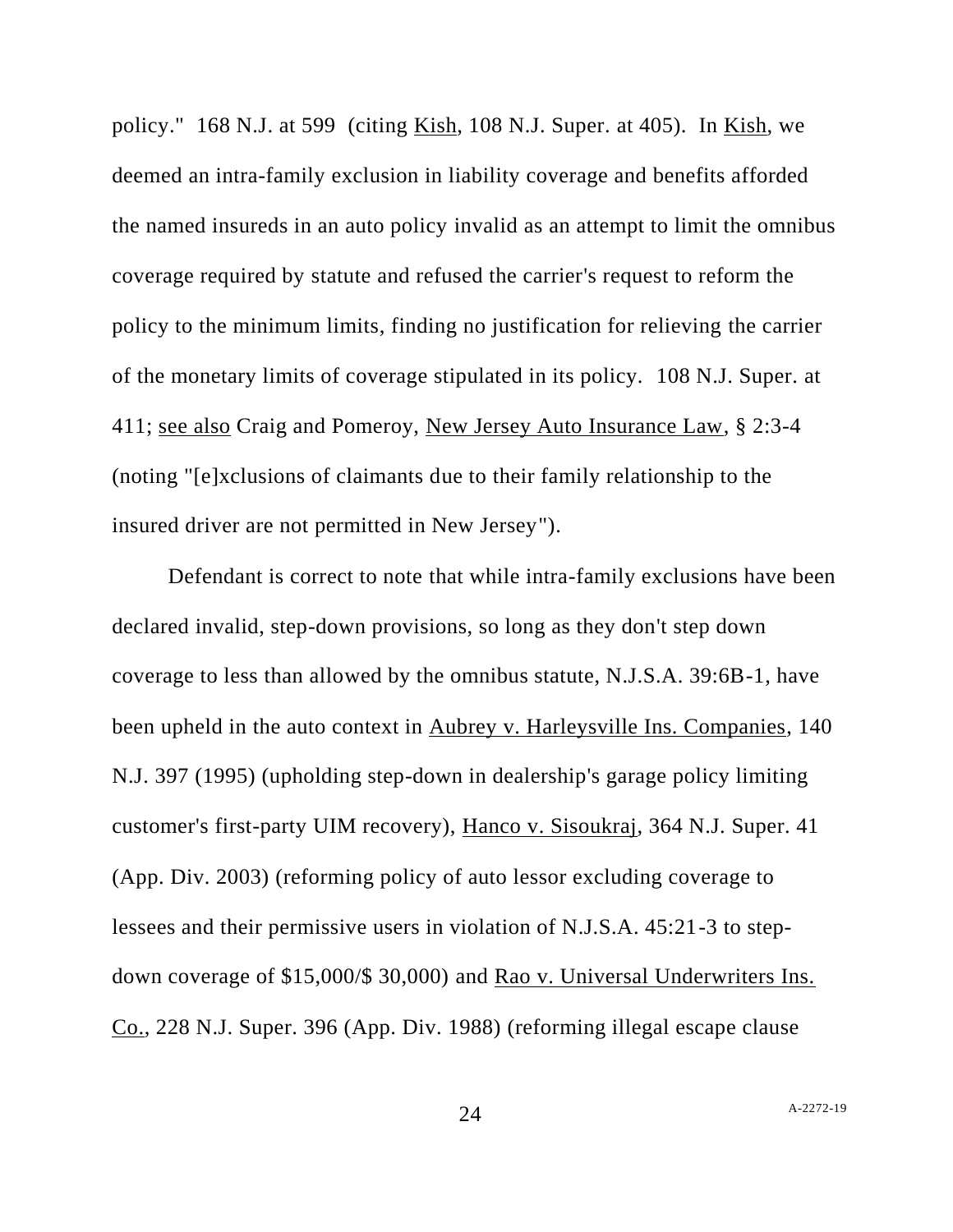policy." 168 N.J. at 599 (citing Kish, 108 N.J. Super. at 405). In Kish, we deemed an intra-family exclusion in liability coverage and benefits afforded the named insureds in an auto policy invalid as an attempt to limit the omnibus coverage required by statute and refused the carrier's request to reform the policy to the minimum limits, finding no justification for relieving the carrier of the monetary limits of coverage stipulated in its policy. 108 N.J. Super. at 411; see also Craig and Pomeroy, New Jersey Auto Insurance Law, § 2:3-4 (noting "[e]xclusions of claimants due to their family relationship to the insured driver are not permitted in New Jersey").

Defendant is correct to note that while intra-family exclusions have been declared invalid, step-down provisions, so long as they don't step down coverage to less than allowed by the omnibus statute, N.J.S.A. 39:6B-1, have been upheld in the auto context in Aubrey v. Harleysville Ins. Companies, 140 N.J. 397 (1995) (upholding step-down in dealership's garage policy limiting customer's first-party UIM recovery), Hanco v. Sisoukraj, 364 N.J. Super. 41 (App. Div. 2003) (reforming policy of auto lessor excluding coverage to lessees and their permissive users in violation of N.J.S.A. 45:21-3 to step-down coverage of $15,000/$ 30,000) and Rao v. Universal Underwriters Ins. Co., 228 N.J. Super. 396 (App. Div. 1988) (reforming illegal escape clause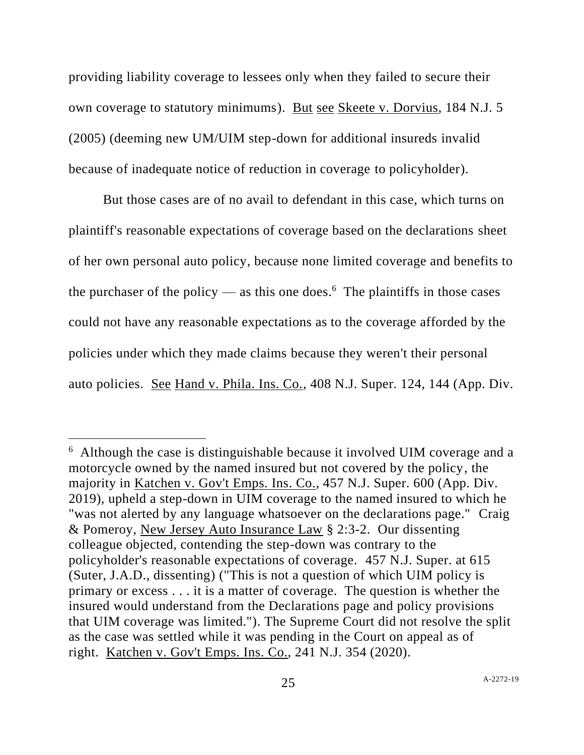providing liability coverage to lessees only when they failed to secure their own coverage to statutory minimums). But see Skeete v. Dorvius, 184 N.J. 5 (2005) (deeming new UM/UIM step-down for additional insureds invalid because of inadequate notice of reduction in coverage to policyholder).

But those cases are of no avail to defendant in this case, which turns on plaintiff's reasonable expectations of coverage based on the declarations sheet of her own personal auto policy, because none limited coverage and benefits to the purchaser of the policy — as this one does.[6] The plaintiffs in those cases could not have any reasonable expectations as to the coverage afforded by the policies under which they made claims because they weren't their personal auto policies. See Hand v. Phila. Ins. Co., 408 N.J. Super. 124, 144 (App. Div.

---

[6] Although the case is distinguishable because it involved UIM coverage and a motorcycle owned by the named insured but not covered by the policy, the majority in Katchen v. Gov't Emps. Ins. Co., 457 N.J. Super. 600 (App. Div. 2019), upheld a step-down in UIM coverage to the named insured to which he "was not alerted by any language whatsoever on the declarations page." Craig & Pomeroy, New Jersey Auto Insurance Law § 2:3-2. Our dissenting colleague objected, contending the step-down was contrary to the policyholder's reasonable expectations of coverage. 457 N.J. Super. at 615 (Suter, J.A.D., dissenting) ("This is not a question of which UIM policy is primary or excess . . . it is a matter of coverage. The question is whether the insured would understand from the Declarations page and policy provisions that UIM coverage was limited."). The Supreme Court did not resolve the split as the case was settled while it was pending in the Court on appeal as of right. Katchen v. Gov't Emps. Ins. Co., 241 N.J. 354 (2020).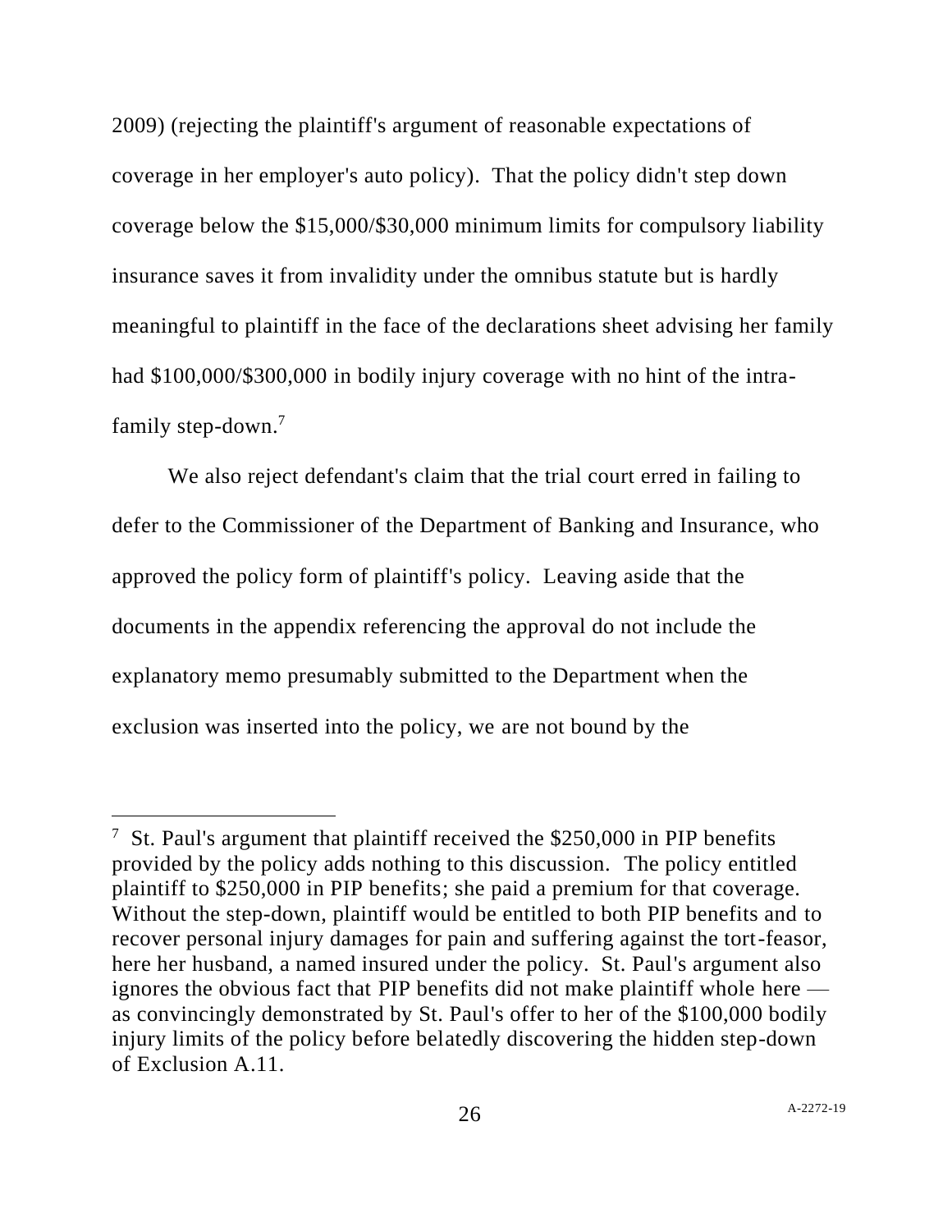2009) (rejecting the plaintiff's argument of reasonable expectations of coverage in her employer's auto policy). That the policy didn't step down coverage below the $15,000/$30,000 minimum limits for compulsory liability insurance saves it from invalidity under the omnibus statute but is hardly meaningful to plaintiff in the face of the declarations sheet advising her family had $100,000/$300,000 in bodily injury coverage with no hint of the intra-family step-down.[7]

We also reject defendant's claim that the trial court erred in failing to defer to the Commissioner of the Department of Banking and Insurance, who approved the policy form of plaintiff's policy. Leaving aside that the documents in the appendix referencing the approval do not include the explanatory memo presumably submitted to the Department when the exclusion was inserted into the policy, we are not bound by the

---

[7] St. Paul's argument that plaintiff received the $250,000 in PIP benefits provided by the policy adds nothing to this discussion. The policy entitled plaintiff to $250,000 in PIP benefits; she paid a premium for that coverage. Without the step-down, plaintiff would be entitled to both PIP benefits and to recover personal injury damages for pain and suffering against the tort-feasor, here her husband, a named insured under the policy. St. Paul's argument also ignores the obvious fact that PIP benefits did not make plaintiff whole here — as convincingly demonstrated by St. Paul's offer to her of the $100,000 bodily injury limits of the policy before belatedly discovering the hidden step-down of Exclusion A.11.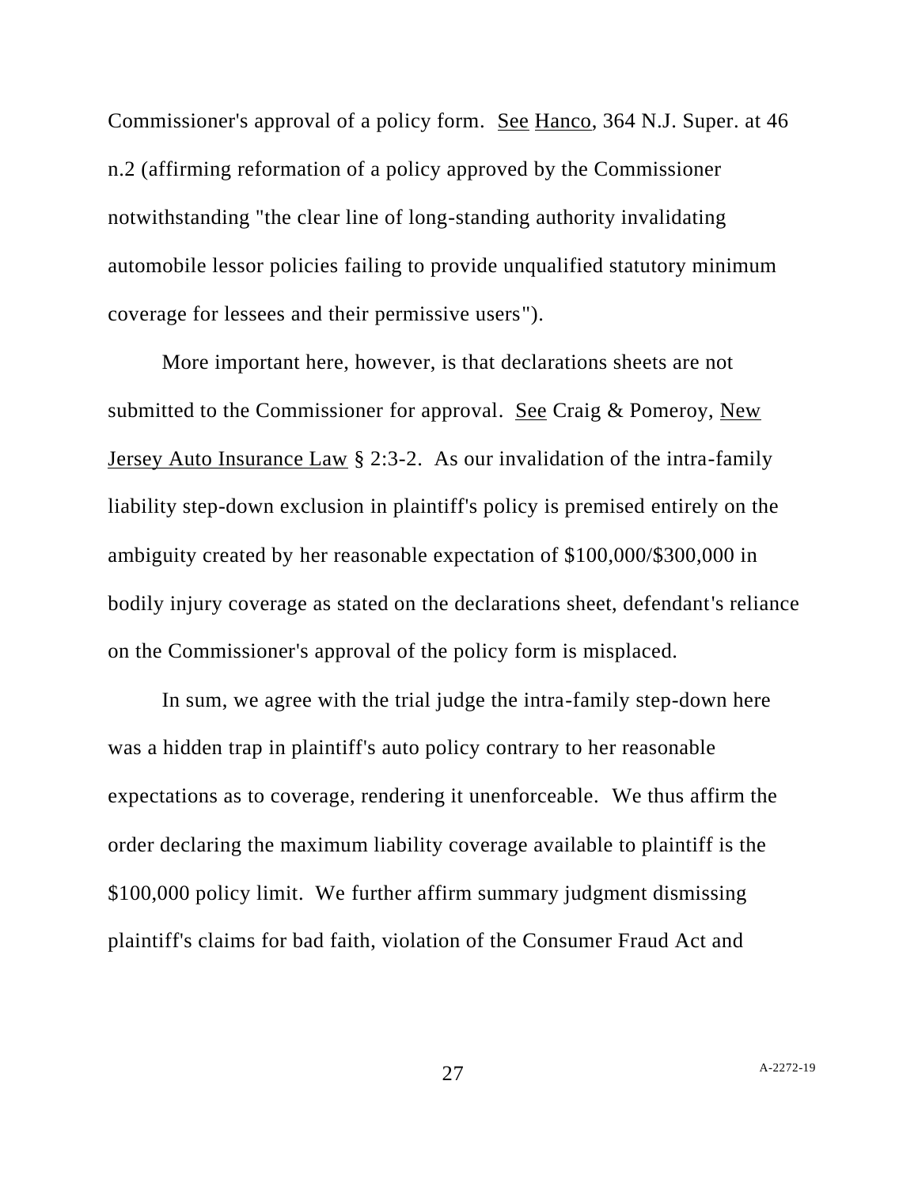Commissioner's approval of a policy form. See Hanco, 364 N.J. Super. at 46 n.2 (affirming reformation of a policy approved by the Commissioner notwithstanding "the clear line of long-standing authority invalidating automobile lessor policies failing to provide unqualified statutory minimum coverage for lessees and their permissive users").

More important here, however, is that declarations sheets are not submitted to the Commissioner for approval. See Craig & Pomeroy, New Jersey Auto Insurance Law § 2:3-2. As our invalidation of the intra-family liability step-down exclusion in plaintiff's policy is premised entirely on the ambiguity created by her reasonable expectation of $100,000/$300,000 in bodily injury coverage as stated on the declarations sheet, defendant's reliance on the Commissioner's approval of the policy form is misplaced.

In sum, we agree with the trial judge the intra-family step-down here was a hidden trap in plaintiff's auto policy contrary to her reasonable expectations as to coverage, rendering it unenforceable. We thus affirm the order declaring the maximum liability coverage available to plaintiff is the $100,000 policy limit. We further affirm summary judgment dismissing plaintiff's claims for bad faith, violation of the Consumer Fraud Act and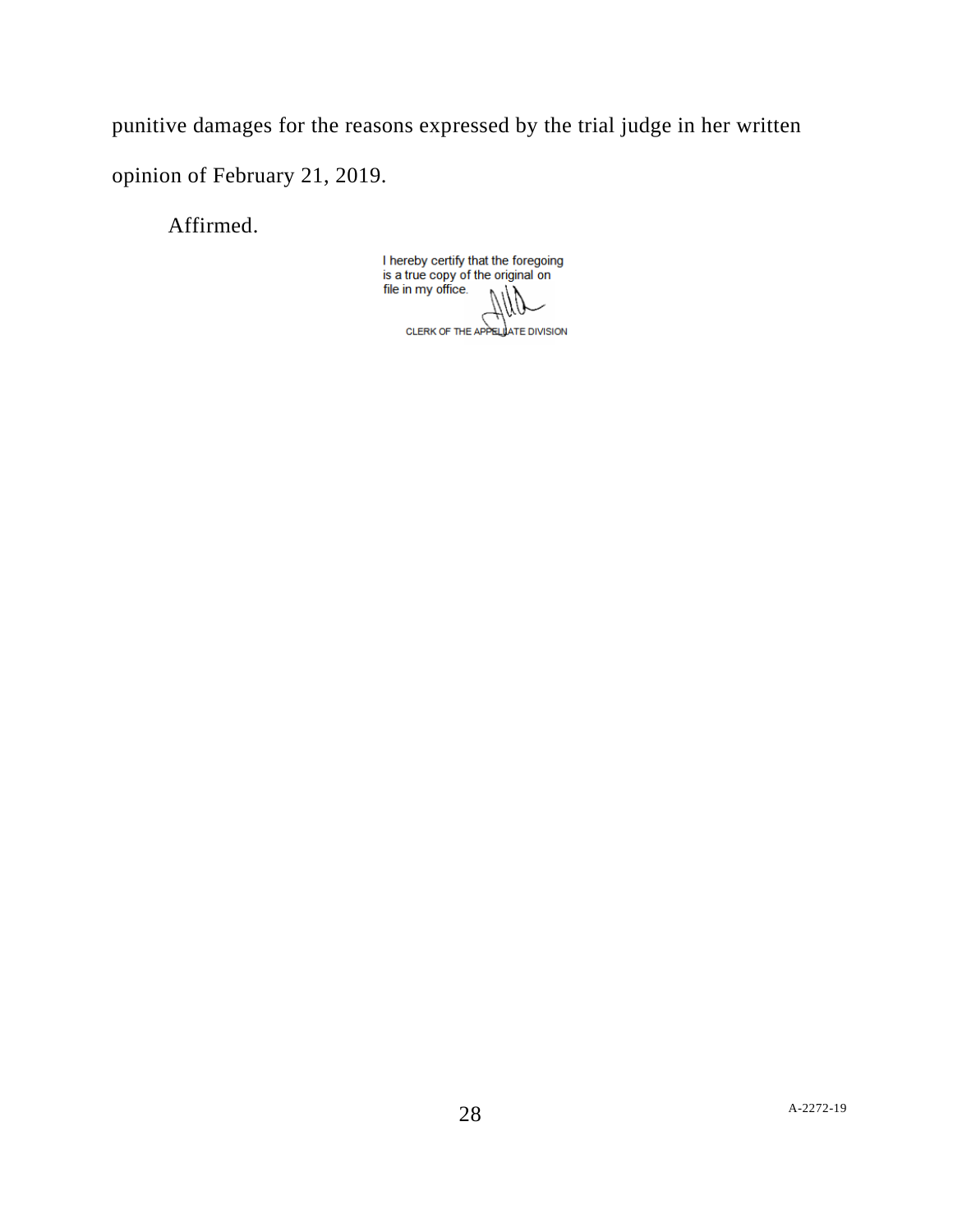punitive damages for the reasons expressed by the trial judge in her written opinion of February 21, 2019.

Affirmed.

I hereby certify that the foregoing is a true copy of the original on file in my office.

CLERK OF THE APPELLATE DIVISION